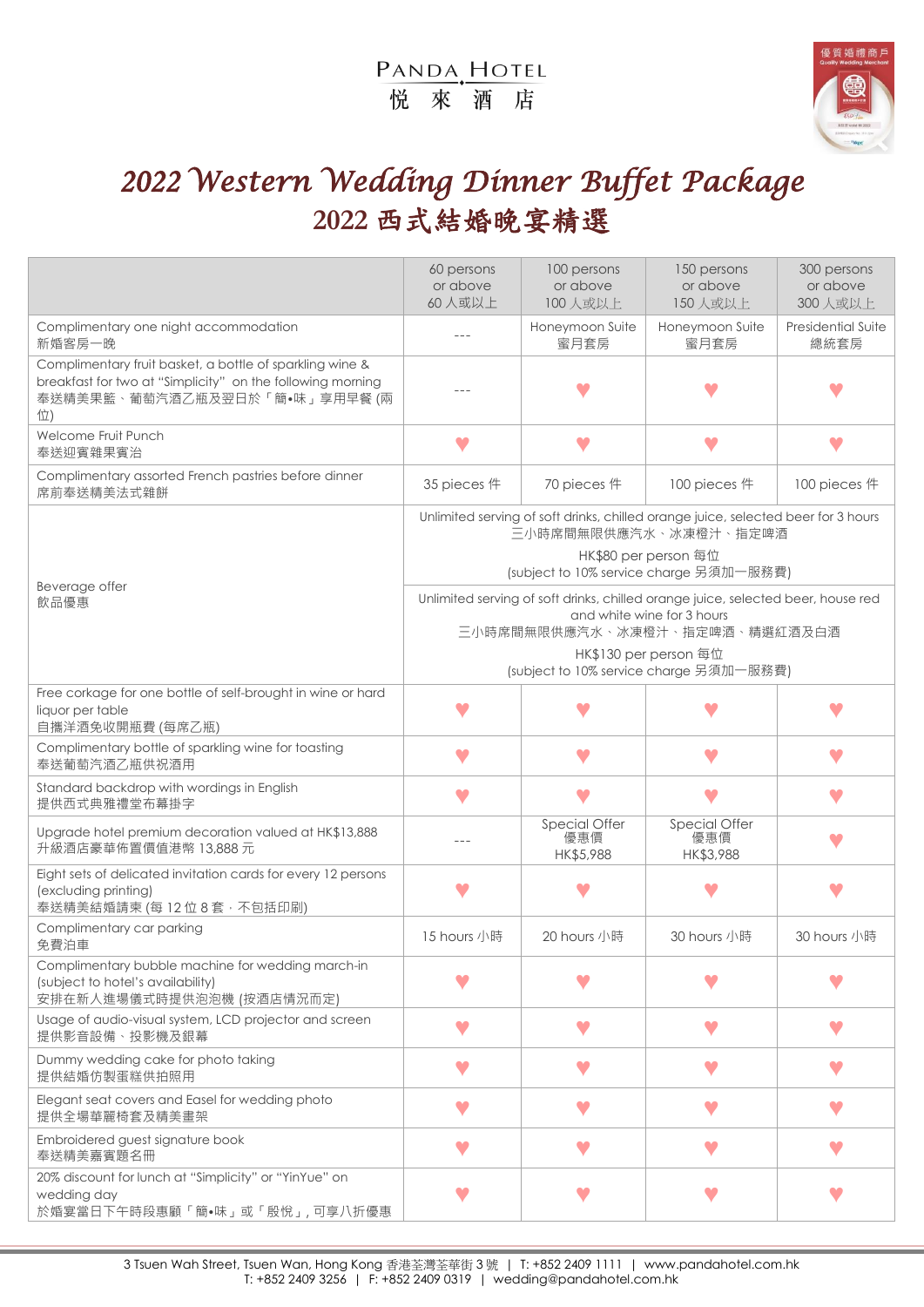PANDA HOTEL
悅 來 酒 店

# 2022 Western Wedding Dinner Buffet Package
# 2022 西式結婚晚宴精選

| | 60 persons or above 60 人或以上 | 100 persons or above 100 人或以上 | 150 persons or above 150 人或以上 | 300 persons or above 300 人或以上 |
|---|---|---|---|---|
| Complimentary one night accommodation 新婚客房一晚 | --- | Honeymoon Suite 蜜月套房 | Honeymoon Suite 蜜月套房 | Presidential Suite 總統套房 |
| Complimentary fruit basket, a bottle of sparkling wine & breakfast for two at "Simplicity" on the following morning 奉送精美果籃、葡萄汽酒乙瓶及翌日於「簡•味」享用早餐 (兩位) | --- | ♥ | ♥ | ♥ |
| Welcome Fruit Punch 奉送迎賓雜果賓治 | ♥ | ♥ | ♥ | ♥ |
| Complimentary assorted French pastries before dinner 席前奉送精美法式雜餅 | 35 pieces 件 | 70 pieces 件 | 100 pieces 件 | 100 pieces 件 |
| Beverage offer 飲品優惠 | Unlimited serving of soft drinks, chilled orange juice, selected beer for 3 hours 三小時席間無限供應汽水、冰凍橙汁、指定啤酒 HK$80 per person 每位 (subject to 10% service charge 另須加一服務費) | | | |
| | Unlimited serving of soft drinks, chilled orange juice, selected beer, house red and white wine for 3 hours 三小時席間無限供應汽水、冰凍橙汁、指定啤酒、精選紅酒及白酒 HK$130 per person 每位 (subject to 10% service charge 另須加一服務費) | | | |
| Free corkage for one bottle of self-brought in wine or hard liquor per table 自攜洋酒免收開瓶費 (每席乙瓶) | ♥ | ♥ | ♥ | ♥ |
| Complimentary bottle of sparkling wine for toasting 奉送葡萄汽酒乙瓶供祝酒用 | ♥ | ♥ | ♥ | ♥ |
| Standard backdrop with wordings in English 提供西式典雅禮堂布幕掛字 | ♥ | ♥ | ♥ | ♥ |
| Upgrade hotel premium decoration valued at HK$13,888 升級酒店豪華佈置價值港幣 13,888 元 | --- | Special Offer 優惠價 HK$5,988 | Special Offer 優惠價 HK$3,988 | ♥ |
| Eight sets of delicated invitation cards for every 12 persons (excluding printing) 奉送精美結婚請柬 (每 12 位 8 套，不包括印刷) | ♥ | ♥ | ♥ | ♥ |
| Complimentary car parking 免費泊車 | 15 hours 小時 | 20 hours 小時 | 30 hours 小時 | 30 hours 小時 |
| Complimentary bubble machine for wedding march-in (subject to hotel's availability) 安排在新人進場儀式時提供泡泡機 (按酒店情況而定) | ♥ | ♥ | ♥ | ♥ |
| Usage of audio-visual system, LCD projector and screen 提供影音設備、投影機及銀幕 | ♥ | ♥ | ♥ | ♥ |
| Dummy wedding cake for photo taking 提供結婚仿製蛋糕供拍照用 | ♥ | ♥ | ♥ | ♥ |
| Elegant seat covers and Easel for wedding photo 提供全場華麗椅套及精美畫架 | ♥ | ♥ | ♥ | ♥ |
| Embroidered guest signature book 奉送精美嘉賓題名冊 | ♥ | ♥ | ♥ | ♥ |
| 20% discount for lunch at "Simplicity" or "YinYue" on wedding day 於婚宴當日下午時段惠顧「簡•味」或「殷悅」, 可享八折優惠 | ♥ | ♥ | ♥ | ♥ |

3 Tsuen Wah Street, Tsuen Wan, Hong Kong 香港荃灣荃華街 3 號 | T: +852 2409 1111 | www.pandahotel.com.hk
T: +852 2409 3256 | F: +852 2409 0319 | wedding@pandahotel.com.hk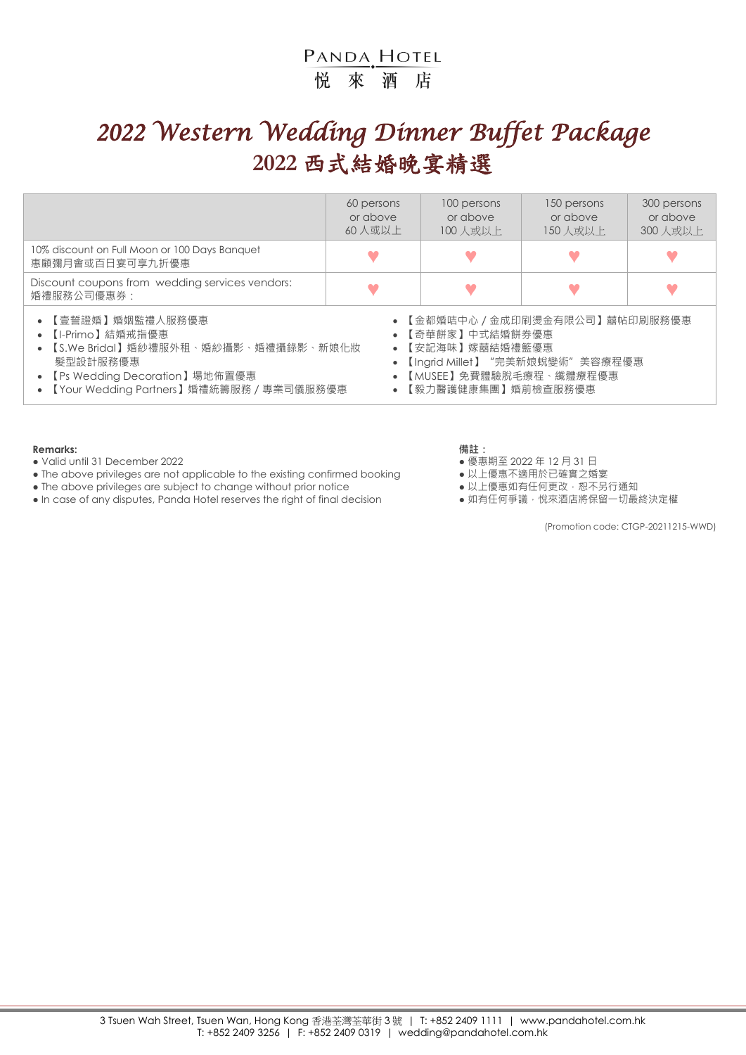PANDA HOTEL
悅 來 酒 店

# *2022 Western Wedding Dinner Buffet Package*
# 2022 西式結婚晚宴精選

| | 60 persons or above 60 人或以上 | 100 persons or above 100 人或以上 | 150 persons or above 150 人或以上 | 300 persons or above 300 人或以上 |
|---|---|---|---|---|
| 10% discount on Full Moon or 100 Days Banquet 惠顧彌月會或百日宴可享九折優惠 | ♥ | ♥ | ♥ | ♥ |
| Discount coupons from wedding services vendors: 婚禮服務公司優惠券： | ♥ | ♥ | ♥ | ♥ |

- 【壹誓證婚】婚姻監禮人服務優惠
- 【I-Primo】結婚戒指優惠
- 【S.We Bridal】婚紗禮服外租、婚紗攝影、婚禮攝錄影、新娘化妝髮型設計服務優惠
- 【Ps Wedding Decoration】場地佈置優惠
- 【Your Wedding Partners】婚禮統籌服務 / 專業司儀服務優惠
- 【金都婚咭中心 / 金成印刷燙金有限公司】囍帖印刷服務優惠
- 【奇華餅家】中式結婚餅券優惠
- 【安記海味】嫁囍結婚禮籃優惠
- 【Ingrid Millet】"完美新娘蛻變術" 美容療程優惠
- 【MUSEE】免費體驗脫毛療程、纖體療程優惠
- 【毅力醫護健康集團】婚前檢查服務優惠

**Remarks:**
- Valid until 31 December 2022
- The above privileges are not applicable to the existing confirmed booking
- The above privileges are subject to change without prior notice
- In case of any disputes, Panda Hotel reserves the right of final decision

**備註：**
- 優惠期至 2022 年 12 月 31 日
- 以上優惠不適用於已確實之婚宴
- 以上優惠如有任何更改，恕不另行通知
- 如有任何爭議，悅來酒店將保留一切最終決定權

(Promotion code: CTGP-20211215-WWD)

3 Tsuen Wah Street, Tsuen Wan, Hong Kong 香港荃灣荃華街 3 號 | T: +852 2409 1111 | www.pandahotel.com.hk
T: +852 2409 3256 | F: +852 2409 0319 | wedding@pandahotel.com.hk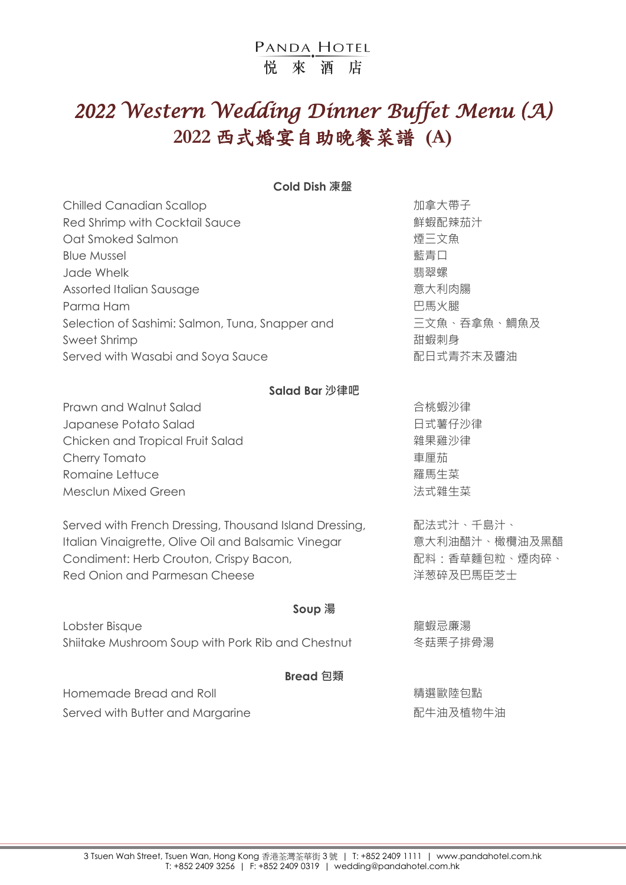PANDA HOTEL
悅 來 酒 店

# *2022 Western Wedding Dinner Buffet Menu (A)*
# 2022 西式婚宴自助晚餐菜譜 (A)

### Cold Dish 凍盤

| | |
|---|---|
| Chilled Canadian Scallop | 加拿大帶子 |
| Red Shrimp with Cocktail Sauce | 鮮蝦配辣茄汁 |
| Oat Smoked Salmon | 煙三文魚 |
| Blue Mussel | 藍青口 |
| Jade Whelk | 翡翠螺 |
| Assorted Italian Sausage | 意大利肉腸 |
| Parma Ham | 巴馬火腿 |
| Selection of Sashimi: Salmon, Tuna, Snapper and Sweet Shrimp | 三文魚、吞拿魚、鯛魚及甜蝦刺身 |
| Served with Wasabi and Soya Sauce | 配日式青芥末及醬油 |

### Salad Bar 沙律吧

| | |
|---|---|
| Prawn and Walnut Salad | 合桃蝦沙律 |
| Japanese Potato Salad | 日式薯仔沙律 |
| Chicken and Tropical Fruit Salad | 雜果雞沙律 |
| Cherry Tomato | 車厘茄 |
| Romaine Lettuce | 羅馬生菜 |
| Mesclun Mixed Green | 法式雜生菜 |
| Served with French Dressing, Thousand Island Dressing, Italian Vinaigrette, Olive Oil and Balsamic Vinegar | 配法式汁、千島汁、意大利油醋汁、橄欖油及黑醋 |
| Condiment: Herb Crouton, Crispy Bacon, Red Onion and Parmesan Cheese | 配料：香草麵包粒、煙肉碎、洋葱碎及巴馬臣芝士 |

### Soup 湯

| | |
|---|---|
| Lobster Bisque | 龍蝦忌廉湯 |
| Shiitake Mushroom Soup with Pork Rib and Chestnut | 冬菇栗子排骨湯 |

### Bread 包類

| | |
|---|---|
| Homemade Bread and Roll | 精選歐陸包點 |
| Served with Butter and Margarine | 配牛油及植物牛油 |

3 Tsuen Wah Street, Tsuen Wan, Hong Kong 香港荃灣荃華街 3 號 | T: +852 2409 1111 | www.pandahotel.com.hk
T: +852 2409 3256 | F: +852 2409 0319 | wedding@pandahotel.com.hk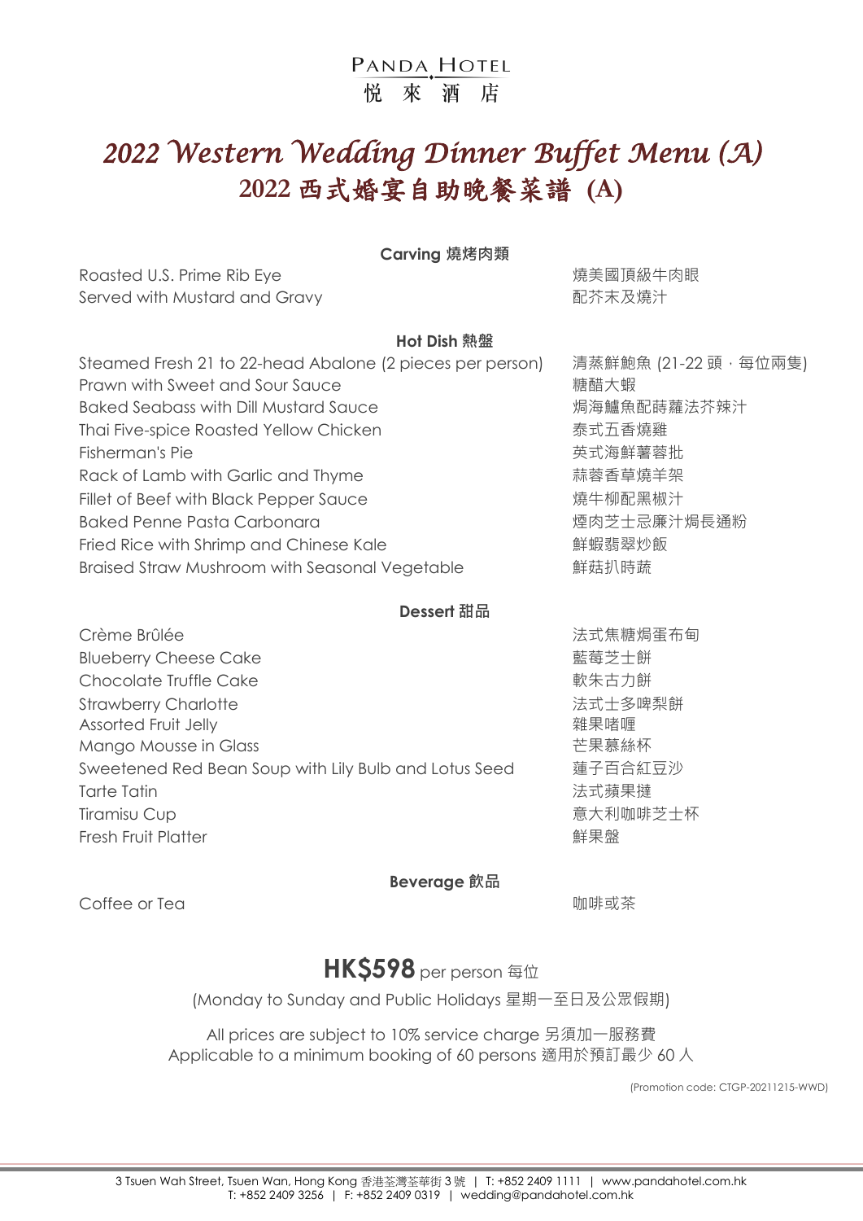PANDA HOTEL
悅 來 酒 店

# *2022 Western Wedding Dinner Buffet Menu (A)*
# 2022 西式婚宴自助晚餐菜譜 (A)

### Carving 燒烤肉類

| | |
|---|---|
| Roasted U.S. Prime Rib Eye<br>Served with Mustard and Gravy | 燒美國頂級牛肉眼<br>配芥末及燒汁 |

### Hot Dish 熱盤

| | |
|---|---|
| Steamed Fresh 21 to 22-head Abalone (2 pieces per person) | 清蒸鮮鮑魚 (21-22 頭，每位兩隻) |
| Prawn with Sweet and Sour Sauce | 糖醋大蝦 |
| Baked Seabass with Dill Mustard Sauce | 焗海鱸魚配蒔蘿法芥辣汁 |
| Thai Five-spice Roasted Yellow Chicken | 泰式五香燒雞 |
| Fisherman's Pie | 英式海鮮薯蓉批 |
| Rack of Lamb with Garlic and Thyme | 蒜蓉香草燒羊架 |
| Fillet of Beef with Black Pepper Sauce | 燒牛柳配黑椒汁 |
| Baked Penne Pasta Carbonara | 煙肉芝士忌廉汁焗長通粉 |
| Fried Rice with Shrimp and Chinese Kale | 鮮蝦翡翠炒飯 |
| Braised Straw Mushroom with Seasonal Vegetable | 鮮菇扒時蔬 |

### Dessert 甜品

| | |
|---|---|
| Crème Brûlée | 法式焦糖焗蛋布甸 |
| Blueberry Cheese Cake | 藍莓芝士餅 |
| Chocolate Truffle Cake | 軟朱古力餅 |
| Strawberry Charlotte | 法式士多啤梨餅 |
| Assorted Fruit Jelly | 雜果啫喱 |
| Mango Mousse in Glass | 芒果慕絲杯 |
| Sweetened Red Bean Soup with Lily Bulb and Lotus Seed | 蓮子百合紅豆沙 |
| Tarte Tatin | 法式蘋果撻 |
| Tiramisu Cup | 意大利咖啡芝士杯 |
| Fresh Fruit Platter | 鮮果盤 |

### Beverage 飲品

| | |
|---|---|
| Coffee or Tea | 咖啡或茶 |

## **HK$598** per person 每位

(Monday to Sunday and Public Holidays 星期一至日及公眾假期)

All prices are subject to 10% service charge 另須加一服務費
Applicable to a minimum booking of 60 persons 適用於預訂最少 60 人

(Promotion code: CTGP-20211215-WWD)

3 Tsuen Wah Street, Tsuen Wan, Hong Kong 香港荃灣荃華街 3 號 | T: +852 2409 1111 | www.pandahotel.com.hk
T: +852 2409 3256 | F: +852 2409 0319 | wedding@pandahotel.com.hk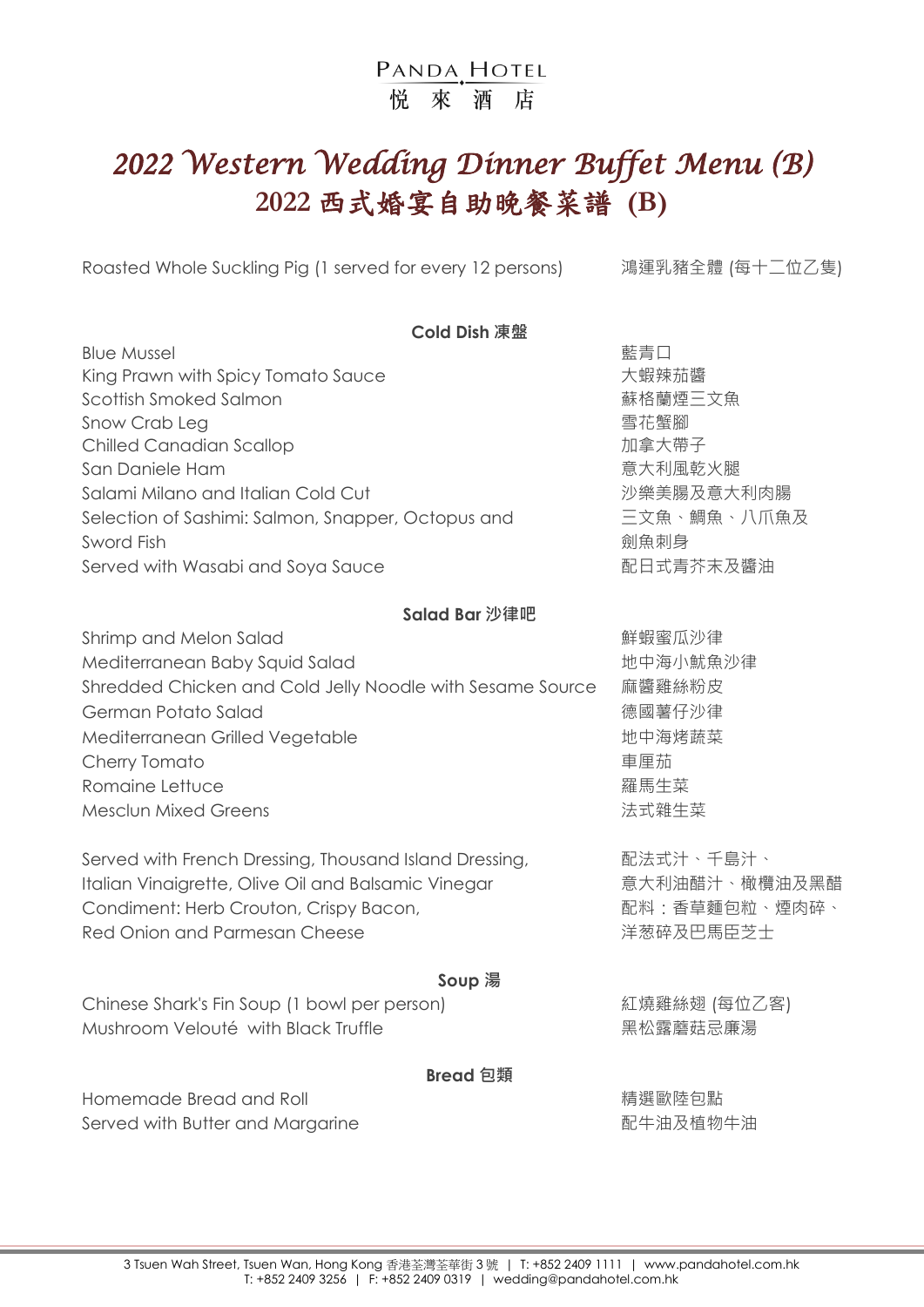PANDA HOTEL
悦來酒店

# *2022 Western Wedding Dinner Buffet Menu (B)*
# 2022 西式婚宴自助晚餐菜譜 (B)

Roasted Whole Suckling Pig (1 served for every 12 persons) 鴻運乳豬全體 (每十二位乙隻)

## Cold Dish 凍盤

| | |
|---|---|
| Blue Mussel | 藍青口 |
| King Prawn with Spicy Tomato Sauce | 大蝦辣茄醬 |
| Scottish Smoked Salmon | 蘇格蘭煙三文魚 |
| Snow Crab Leg | 雪花蟹腳 |
| Chilled Canadian Scallop | 加拿大帶子 |
| San Daniele Ham | 意大利風乾火腿 |
| Salami Milano and Italian Cold Cut | 沙樂美腸及意大利肉腸 |
| Selection of Sashimi: Salmon, Snapper, Octopus and Sword Fish | 三文魚、鯛魚、八爪魚及劍魚刺身 |
| Served with Wasabi and Soya Sauce | 配日式青芥末及醬油 |

## Salad Bar 沙律吧

| | |
|---|---|
| Shrimp and Melon Salad | 鮮蝦蜜瓜沙律 |
| Mediterranean Baby Squid Salad | 地中海小魷魚沙律 |
| Shredded Chicken and Cold Jelly Noodle with Sesame Source | 麻醬雞絲粉皮 |
| German Potato Salad | 德國薯仔沙律 |
| Mediterranean Grilled Vegetable | 地中海烤蔬菜 |
| Cherry Tomato | 車厘茄 |
| Romaine Lettuce | 羅馬生菜 |
| Mesclun Mixed Greens | 法式雜生菜 |

Served with French Dressing, Thousand Island Dressing, Italian Vinaigrette, Olive Oil and Balsamic Vinegar
配法式汁、千島汁、意大利油醋汁、橄欖油及黑醋

Condiment: Herb Crouton, Crispy Bacon, Red Onion and Parmesan Cheese
配料：香草麵包粒、煙肉碎、洋葱碎及巴馬臣芝士

## Soup 湯

| | |
|---|---|
| Chinese Shark's Fin Soup (1 bowl per person) | 紅燒雞絲翅 (每位乙客) |
| Mushroom Velouté with Black Truffle | 黑松露蘑菇忌廉湯 |

## Bread 包類

| | |
|---|---|
| Homemade Bread and Roll | 精選歐陸包點 |
| Served with Butter and Margarine | 配牛油及植物牛油 |

3 Tsuen Wah Street, Tsuen Wan, Hong Kong 香港荃灣荃華街 3 號 | T: +852 2409 1111 | www.pandahotel.com.hk
T: +852 2409 3256 | F: +852 2409 0319 | wedding@pandahotel.com.hk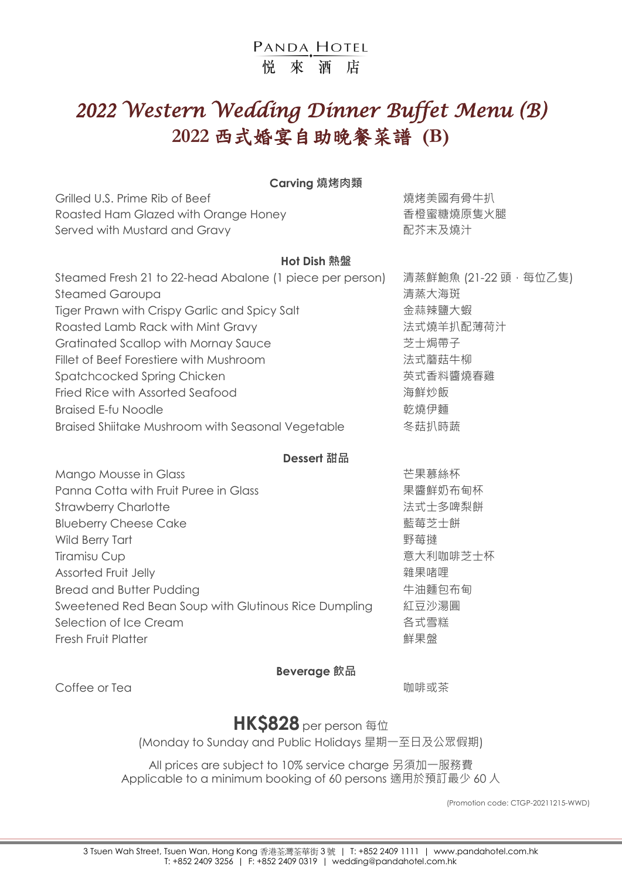PANDA HOTEL
悅 來 酒 店

# *2022 Western Wedding Dinner Buffet Menu (B)*
# 2022 西式婚宴自助晚餐菜譜 (B)

### Carving 燒烤肉類

| | |
|---|---|
| Grilled U.S. Prime Rib of Beef | 燒烤美國有骨牛扒 |
| Roasted Ham Glazed with Orange Honey | 香橙蜜糖燒原隻火腿 |
| Served with Mustard and Gravy | 配芥末及燒汁 |

### Hot Dish 熱盤

| | |
|---|---|
| Steamed Fresh 21 to 22-head Abalone (1 piece per person) | 清蒸鮮鮑魚 (21-22 頭，每位乙隻) |
| Steamed Garoupa | 清蒸大海斑 |
| Tiger Prawn with Crispy Garlic and Spicy Salt | 金蒜辣鹽大蝦 |
| Roasted Lamb Rack with Mint Gravy | 法式燒羊扒配薄荷汁 |
| Gratinated Scallop with Mornay Sauce | 芝士焗帶子 |
| Fillet of Beef Forestiere with Mushroom | 法式蘑菇牛柳 |
| Spatchcocked Spring Chicken | 英式香料醬燒春雞 |
| Fried Rice with Assorted Seafood | 海鮮炒飯 |
| Braised E-fu Noodle | 乾燒伊麵 |
| Braised Shiitake Mushroom with Seasonal Vegetable | 冬菇扒時蔬 |

### Dessert 甜品

| | |
|---|---|
| Mango Mousse in Glass | 芒果慕絲杯 |
| Panna Cotta with Fruit Puree in Glass | 果醬鮮奶布甸杯 |
| Strawberry Charlotte | 法式士多啤梨餅 |
| Blueberry Cheese Cake | 藍莓芝士餅 |
| Wild Berry Tart | 野莓撻 |
| Tiramisu Cup | 意大利咖啡芝士杯 |
| Assorted Fruit Jelly | 雜果啫哩 |
| Bread and Butter Pudding | 牛油麵包布甸 |
| Sweetened Red Bean Soup with Glutinous Rice Dumpling | 紅豆沙湯圓 |
| Selection of Ice Cream | 各式雪糕 |
| Fresh Fruit Platter | 鮮果盤 |

### Beverage 飲品

| | |
|---|---|
| Coffee or Tea | 咖啡或茶 |

**HK$828** per person 每位

(Monday to Sunday and Public Holidays 星期一至日及公眾假期)

All prices are subject to 10% service charge 另須加一服務費

Applicable to a minimum booking of 60 persons 適用於預訂最少 60 人

(Promotion code: CTGP-20211215-WWD)

3 Tsuen Wah Street, Tsuen Wan, Hong Kong 香港荃灣荃華街 3 號 | T: +852 2409 1111 | www.pandahotel.com.hk
T: +852 2409 3256 | F: +852 2409 0319 | wedding@pandahotel.com.hk